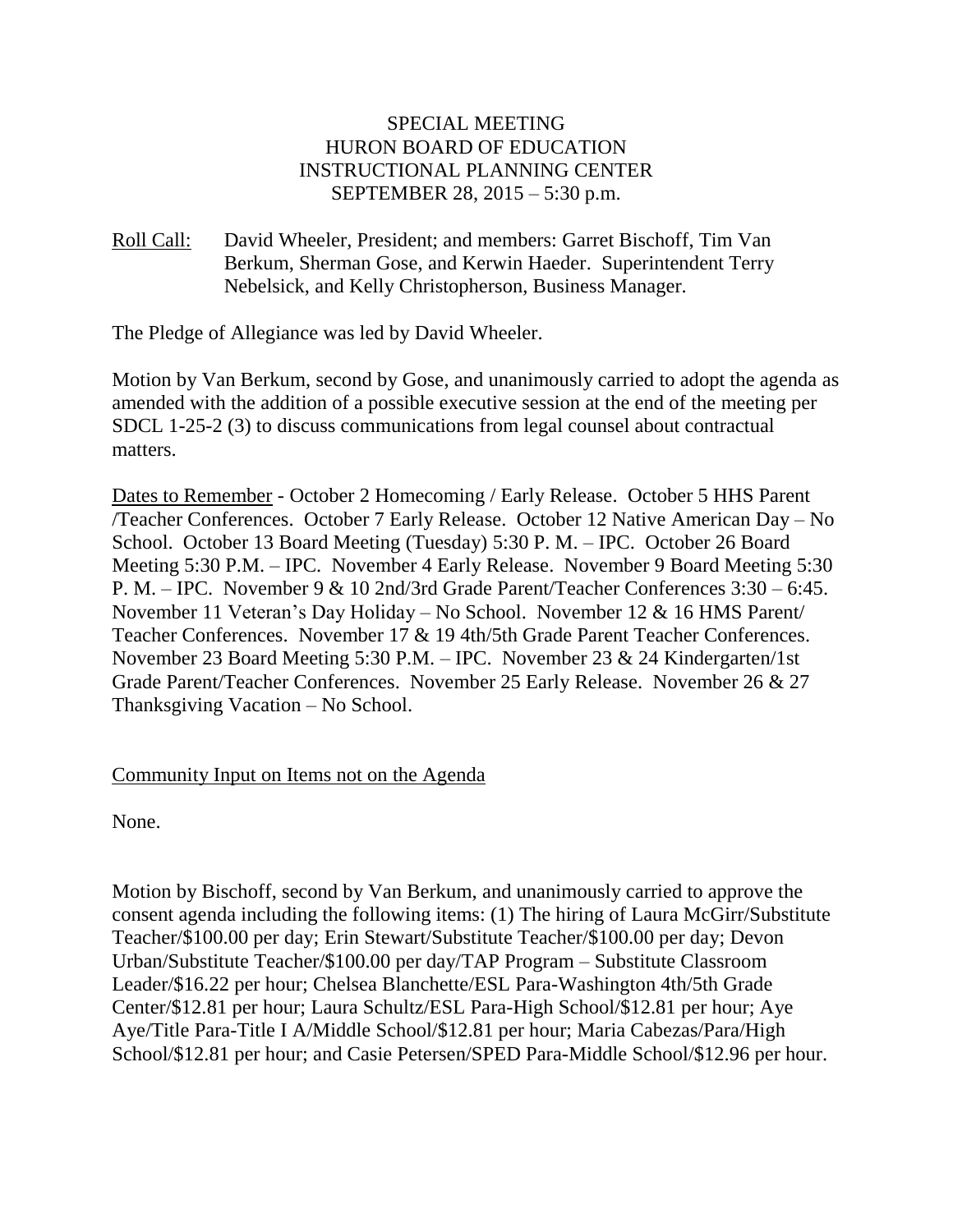# SPECIAL MEETING
## HURON BOARD OF EDUCATION
## INSTRUCTIONAL PLANNING CENTER
## SEPTEMBER 28, 2015 – 5:30 p.m.

Roll Call: David Wheeler, President; and members: Garret Bischoff, Tim Van Berkum, Sherman Gose, and Kerwin Haeder. Superintendent Terry Nebelsick, and Kelly Christopherson, Business Manager.

The Pledge of Allegiance was led by David Wheeler.

Motion by Van Berkum, second by Gose, and unanimously carried to adopt the agenda as amended with the addition of a possible executive session at the end of the meeting per SDCL 1-25-2 (3) to discuss communications from legal counsel about contractual matters.

Dates to Remember - October 2 Homecoming / Early Release. October 5 HHS Parent /Teacher Conferences. October 7 Early Release. October 12 Native American Day – No School. October 13 Board Meeting (Tuesday) 5:30 P. M. – IPC. October 26 Board Meeting 5:30 P.M. – IPC. November 4 Early Release. November 9 Board Meeting 5:30 P. M. – IPC. November 9 & 10 2nd/3rd Grade Parent/Teacher Conferences 3:30 – 6:45. November 11 Veteran's Day Holiday – No School. November 12 & 16 HMS Parent/ Teacher Conferences. November 17 & 19 4th/5th Grade Parent Teacher Conferences. November 23 Board Meeting 5:30 P.M. – IPC. November 23 & 24 Kindergarten/1st Grade Parent/Teacher Conferences. November 25 Early Release. November 26 & 27 Thanksgiving Vacation – No School.

Community Input on Items not on the Agenda

None.

Motion by Bischoff, second by Van Berkum, and unanimously carried to approve the consent agenda including the following items: (1) The hiring of Laura McGirr/Substitute Teacher/$100.00 per day; Erin Stewart/Substitute Teacher/$100.00 per day; Devon Urban/Substitute Teacher/$100.00 per day/TAP Program – Substitute Classroom Leader/$16.22 per hour; Chelsea Blanchette/ESL Para-Washington 4th/5th Grade Center/$12.81 per hour; Laura Schultz/ESL Para-High School/$12.81 per hour; Aye Aye/Title Para-Title I A/Middle School/$12.81 per hour; Maria Cabezas/Para/High School/$12.81 per hour; and Casie Petersen/SPED Para-Middle School/$12.96 per hour.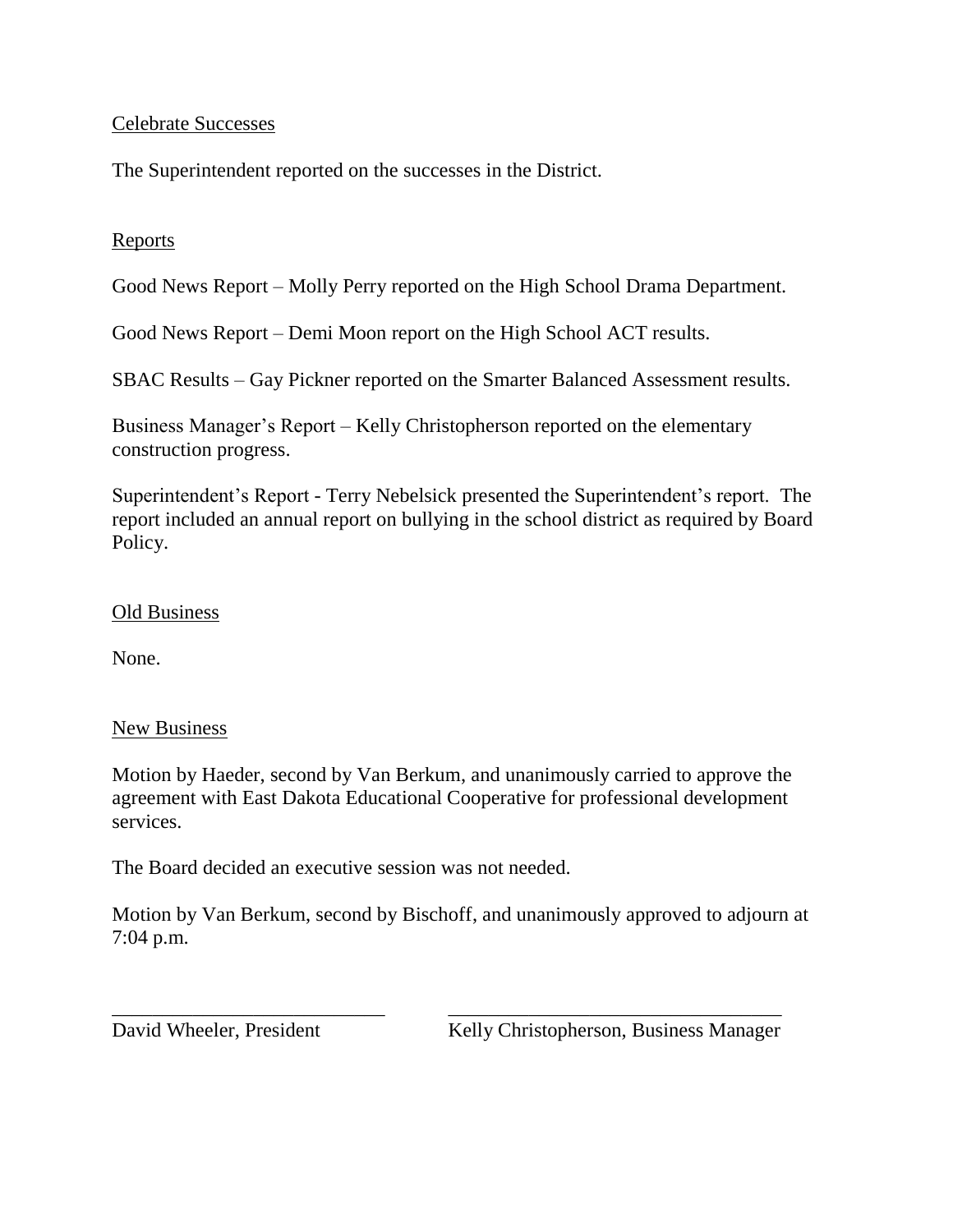Celebrate Successes

The Superintendent reported on the successes in the District.

Reports

Good News Report – Molly Perry reported on the High School Drama Department.

Good News Report – Demi Moon report on the High School ACT results.

SBAC Results – Gay Pickner reported on the Smarter Balanced Assessment results.

Business Manager's Report – Kelly Christopherson reported on the elementary construction progress.

Superintendent's Report - Terry Nebelsick presented the Superintendent's report. The report included an annual report on bullying in the school district as required by Board Policy.

Old Business

None.

New Business

Motion by Haeder, second by Van Berkum, and unanimously carried to approve the agreement with East Dakota Educational Cooperative for professional development services.

The Board decided an executive session was not needed.

Motion by Van Berkum, second by Bischoff, and unanimously approved to adjourn at 7:04 p.m.

\_\_\_\_\_\_\_\_\_\_\_\_\_\_\_\_\_\_\_\_\_\_\_\_\_\_\_\_ \_\_\_\_\_\_\_\_\_\_\_\_\_\_\_\_\_\_\_\_\_\_\_\_\_\_\_\_\_\_\_\_\_\_

David Wheeler, President Kelly Christopherson, Business Manager